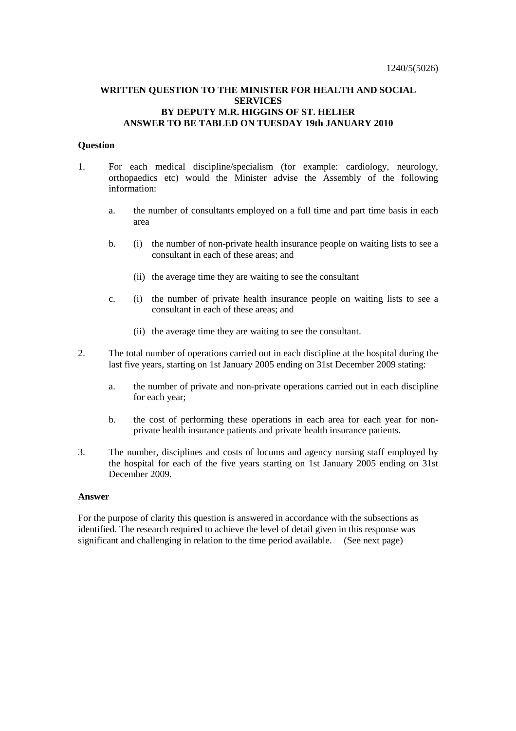1240/5(5026)

**WRITTEN QUESTION TO THE MINISTER FOR HEALTH AND SOCIAL SERVICES BY DEPUTY M.R. HIGGINS OF ST. HELIER ANSWER TO BE TABLED ON TUESDAY 19th JANUARY 2010**

**Question**

1. For each medical discipline/specialism (for example: cardiology, neurology, orthopaedics etc) would the Minister advise the Assembly of the following information:

   a. the number of consultants employed on a full time and part time basis in each area

   b. (i) the number of non-private health insurance people on waiting lists to see a consultant in each of these areas; and

      (ii) the average time they are waiting to see the consultant

   c. (i) the number of private health insurance people on waiting lists to see a consultant in each of these areas; and

      (ii) the average time they are waiting to see the consultant.

2. The total number of operations carried out in each discipline at the hospital during the last five years, starting on 1st January 2005 ending on 31st December 2009 stating:

   a. the number of private and non-private operations carried out in each discipline for each year;

   b. the cost of performing these operations in each area for each year for non-private health insurance patients and private health insurance patients.

3. The number, disciplines and costs of locums and agency nursing staff employed by the hospital for each of the five years starting on 1st January 2005 ending on 31st December 2009.

**Answer**

For the purpose of clarity this question is answered in accordance with the subsections as identified. The research required to achieve the level of detail given in this response was significant and challenging in relation to the time period available. (See next page)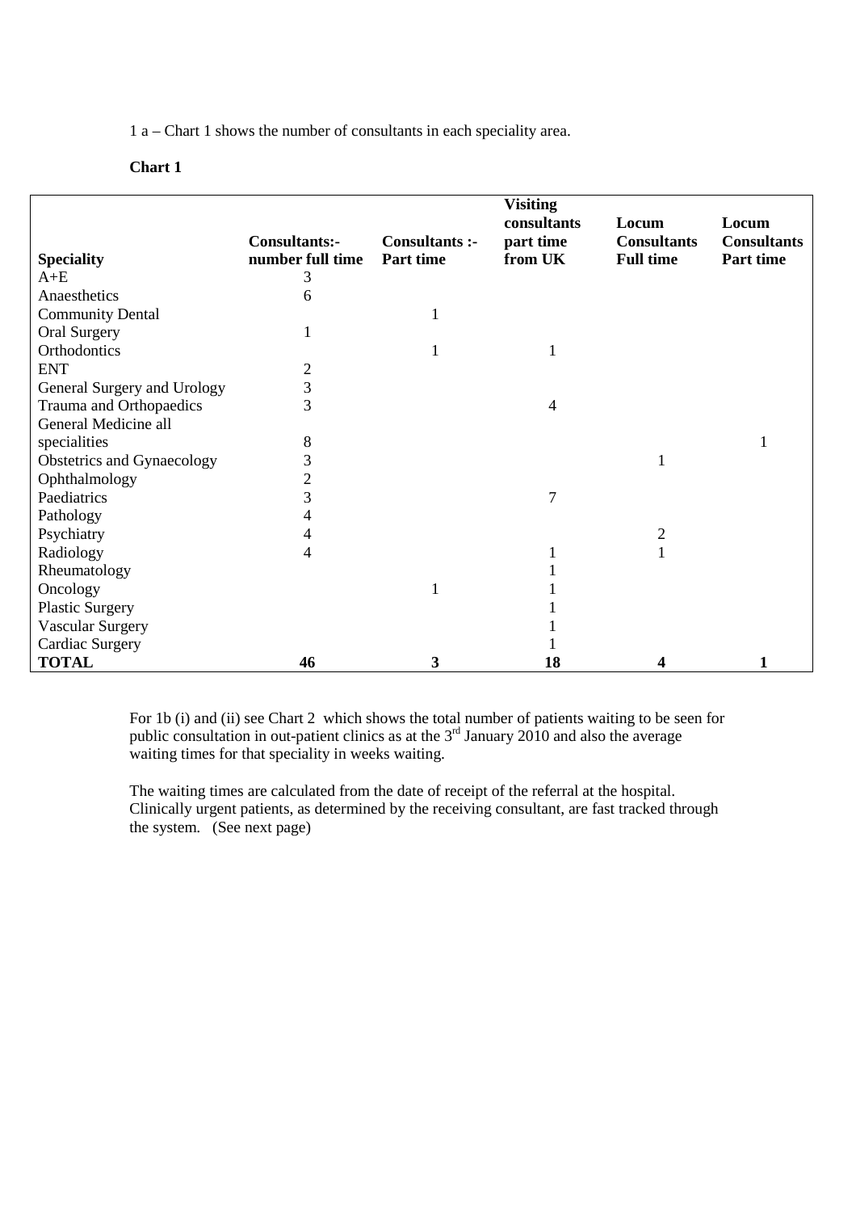1 a – Chart 1 shows the number of consultants in each speciality area.

**Chart 1**

| **Speciality** | **Consultants:- number full time** | **Consultants :- Part time** | **Visiting consultants part time from UK** | **Locum Consultants Full time** | **Locum Consultants Part time** |
|---|---|---|---|---|---|
| A+E | 3 | | | | |
| Anaesthetics | 6 | | | | |
| Community Dental | | 1 | | | |
| Oral Surgery | 1 | | | | |
| Orthodontics | | 1 | 1 | | |
| ENT | 2 | | | | |
| General Surgery and Urology | 3 | | | | |
| Trauma and Orthopaedics | 3 | | 4 | | |
| General Medicine all specialities | 8 | | | | 1 |
| Obstetrics and Gynaecology | 3 | | | 1 | |
| Ophthalmology | 2 | | | | |
| Paediatrics | 3 | | 7 | | |
| Pathology | 4 | | | | |
| Psychiatry | 4 | | | 2 | |
| Radiology | 4 | | 1 | 1 | |
| Rheumatology | | | 1 | | |
| Oncology | | 1 | 1 | | |
| Plastic Surgery | | | 1 | | |
| Vascular Surgery | | | 1 | | |
| Cardiac Surgery | | | 1 | | |
| **TOTAL** | **46** | **3** | **18** | **4** | **1** |

For 1b (i) and (ii) see Chart 2 which shows the total number of patients waiting to be seen for public consultation in out-patient clinics as at the 3rd January 2010 and also the average waiting times for that speciality in weeks waiting.

The waiting times are calculated from the date of receipt of the referral at the hospital. Clinically urgent patients, as determined by the receiving consultant, are fast tracked through the system. (See next page)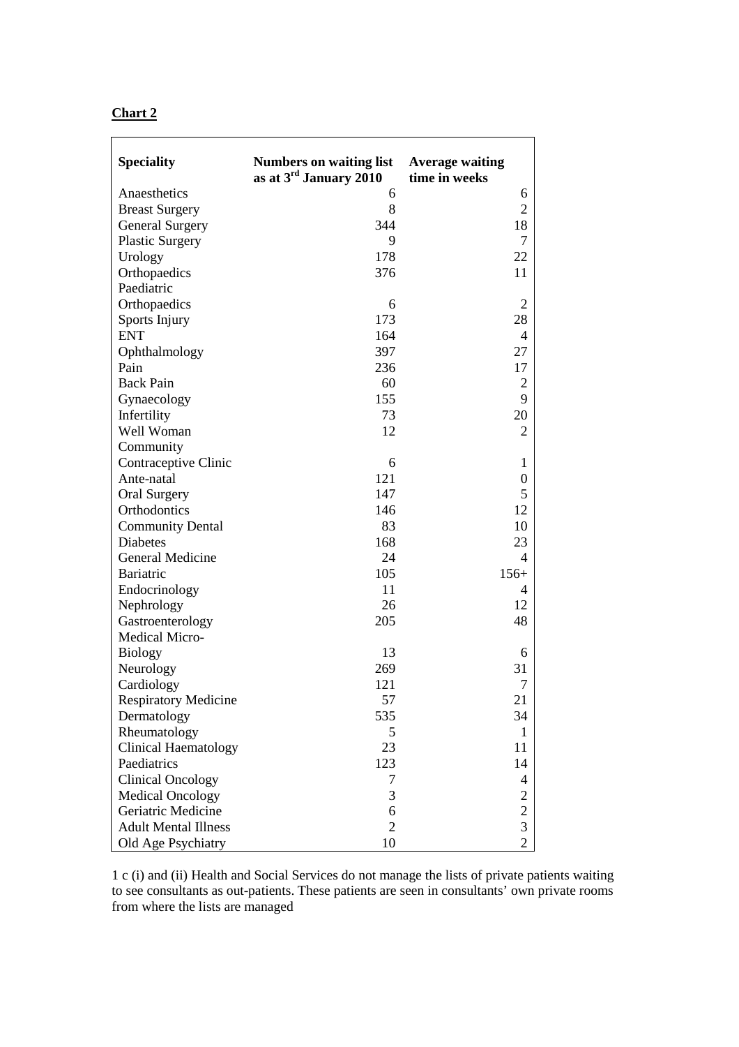**Chart 2**

| Speciality | Numbers on waiting list as at 3rd January 2010 | Average waiting time in weeks |
|---|---|---|
| Anaesthetics | 6 | 6 |
| Breast Surgery | 8 | 2 |
| General Surgery | 344 | 18 |
| Plastic Surgery | 9 | 7 |
| Urology | 178 | 22 |
| Orthopaedics | 376 | 11 |
| Paediatric Orthopaedics | 6 | 2 |
| Sports Injury | 173 | 28 |
| ENT | 164 | 4 |
| Ophthalmology | 397 | 27 |
| Pain | 236 | 17 |
| Back Pain | 60 | 2 |
| Gynaecology | 155 | 9 |
| Infertility | 73 | 20 |
| Well Woman | 12 | 2 |
| Community Contraceptive Clinic | 6 | 1 |
| Ante-natal | 121 | 0 |
| Oral Surgery | 147 | 5 |
| Orthodontics | 146 | 12 |
| Community Dental | 83 | 10 |
| Diabetes | 168 | 23 |
| General Medicine | 24 | 4 |
| Bariatric | 105 | 156+ |
| Endocrinology | 11 | 4 |
| Nephrology | 26 | 12 |
| Gastroenterology | 205 | 48 |
| Medical Micro-Biology | 13 | 6 |
| Neurology | 269 | 31 |
| Cardiology | 121 | 7 |
| Respiratory Medicine | 57 | 21 |
| Dermatology | 535 | 34 |
| Rheumatology | 5 | 1 |
| Clinical Haematology | 23 | 11 |
| Paediatrics | 123 | 14 |
| Clinical Oncology | 7 | 4 |
| Medical Oncology | 3 | 2 |
| Geriatric Medicine | 6 | 2 |
| Adult Mental Illness | 2 | 3 |
| Old Age Psychiatry | 10 | 2 |

1 c (i) and (ii) Health and Social Services do not manage the lists of private patients waiting to see consultants as out-patients. These patients are seen in consultants' own private rooms from where the lists are managed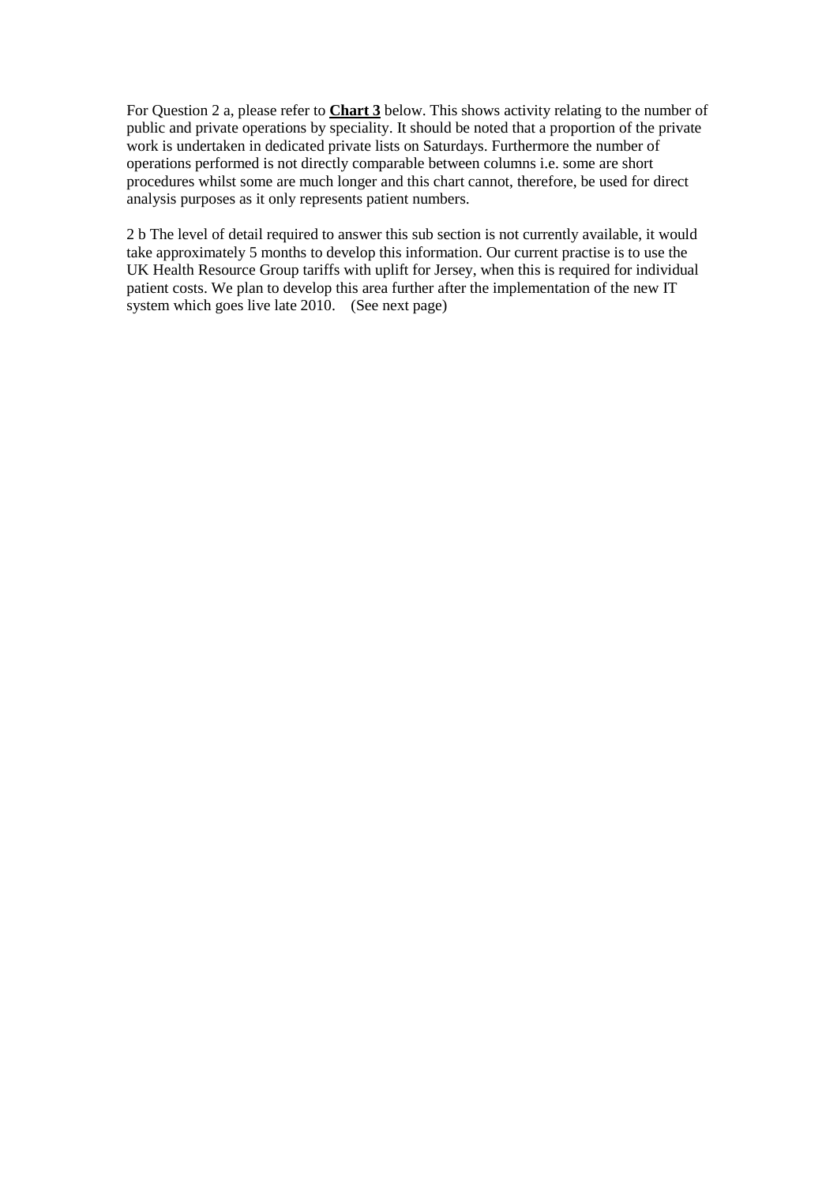For Question 2 a, please refer to **<u>Chart 3</u>** below. This shows activity relating to the number of public and private operations by speciality. It should be noted that a proportion of the private work is undertaken in dedicated private lists on Saturdays. Furthermore the number of operations performed is not directly comparable between columns i.e. some are short procedures whilst some are much longer and this chart cannot, therefore, be used for direct analysis purposes as it only represents patient numbers.

2 b The level of detail required to answer this sub section is not currently available, it would take approximately 5 months to develop this information. Our current practise is to use the UK Health Resource Group tariffs with uplift for Jersey, when this is required for individual patient costs. We plan to develop this area further after the implementation of the new IT system which goes live late 2010. (See next page)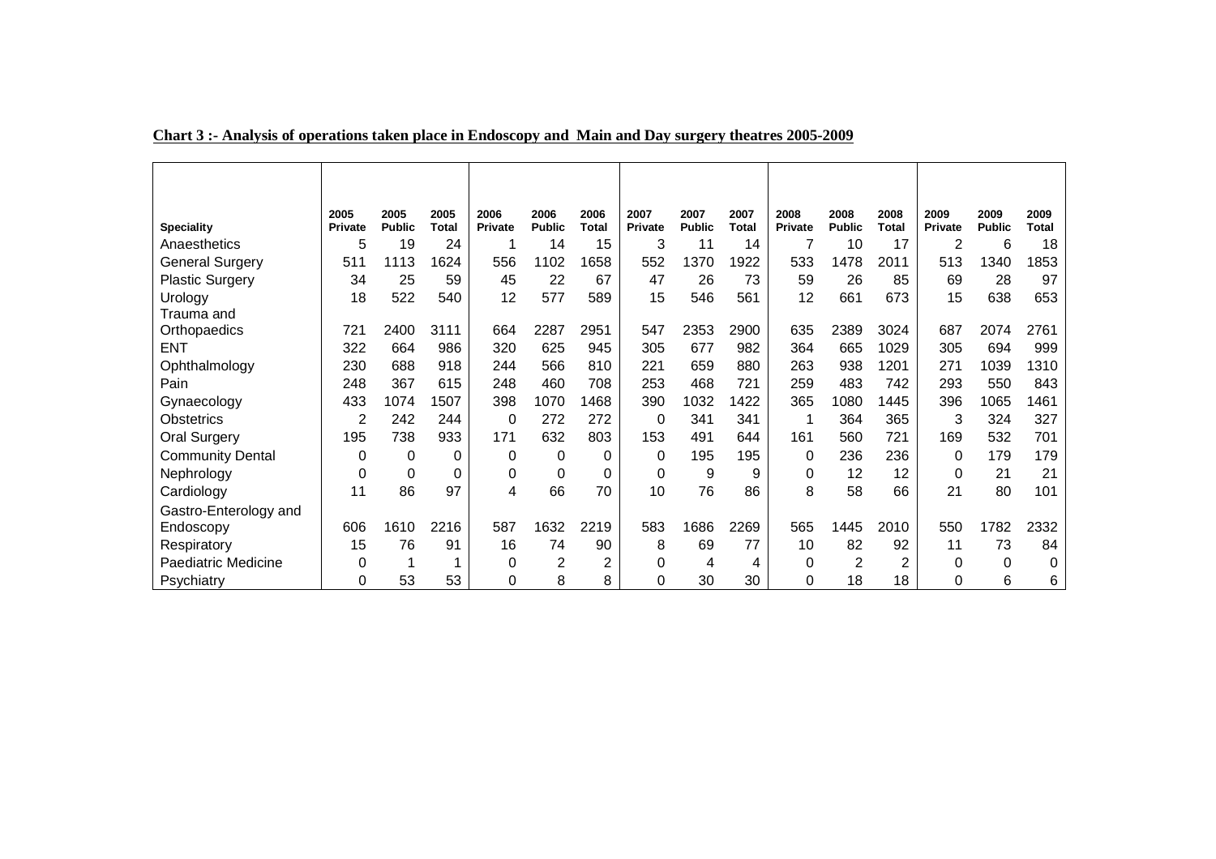**Chart 3 :- Analysis of operations taken place in Endoscopy and Main and Day surgery theatres 2005-2009**

| Speciality | 2005 Private | 2005 Public | 2005 Total | 2006 Private | 2006 Public | 2006 Total | 2007 Private | 2007 Public | 2007 Total | 2008 Private | 2008 Public | 2008 Total | 2009 Private | 2009 Public | 2009 Total |
|---|---|---|---|---|---|---|---|---|---|---|---|---|---|---|---|
| Anaesthetics | 5 | 19 | 24 | 1 | 14 | 15 | 3 | 11 | 14 | 7 | 10 | 17 | 2 | 6 | 18 |
| General Surgery | 511 | 1113 | 1624 | 556 | 1102 | 1658 | 552 | 1370 | 1922 | 533 | 1478 | 2011 | 513 | 1340 | 1853 |
| Plastic Surgery | 34 | 25 | 59 | 45 | 22 | 67 | 47 | 26 | 73 | 59 | 26 | 85 | 69 | 28 | 97 |
| Urology | 18 | 522 | 540 | 12 | 577 | 589 | 15 | 546 | 561 | 12 | 661 | 673 | 15 | 638 | 653 |
| Trauma and Orthopaedics | 721 | 2400 | 3111 | 664 | 2287 | 2951 | 547 | 2353 | 2900 | 635 | 2389 | 3024 | 687 | 2074 | 2761 |
| ENT | 322 | 664 | 986 | 320 | 625 | 945 | 305 | 677 | 982 | 364 | 665 | 1029 | 305 | 694 | 999 |
| Ophthalmology | 230 | 688 | 918 | 244 | 566 | 810 | 221 | 659 | 880 | 263 | 938 | 1201 | 271 | 1039 | 1310 |
| Pain | 248 | 367 | 615 | 248 | 460 | 708 | 253 | 468 | 721 | 259 | 483 | 742 | 293 | 550 | 843 |
| Gynaecology | 433 | 1074 | 1507 | 398 | 1070 | 1468 | 390 | 1032 | 1422 | 365 | 1080 | 1445 | 396 | 1065 | 1461 |
| Obstetrics | 2 | 242 | 244 | 0 | 272 | 272 | 0 | 341 | 341 | 1 | 364 | 365 | 3 | 324 | 327 |
| Oral Surgery | 195 | 738 | 933 | 171 | 632 | 803 | 153 | 491 | 644 | 161 | 560 | 721 | 169 | 532 | 701 |
| Community Dental | 0 | 0 | 0 | 0 | 0 | 0 | 0 | 195 | 195 | 0 | 236 | 236 | 0 | 179 | 179 |
| Nephrology | 0 | 0 | 0 | 0 | 0 | 0 | 0 | 9 | 9 | 0 | 12 | 12 | 0 | 21 | 21 |
| Cardiology | 11 | 86 | 97 | 4 | 66 | 70 | 10 | 76 | 86 | 8 | 58 | 66 | 21 | 80 | 101 |
| Gastro-Enterology and Endoscopy | 606 | 1610 | 2216 | 587 | 1632 | 2219 | 583 | 1686 | 2269 | 565 | 1445 | 2010 | 550 | 1782 | 2332 |
| Respiratory | 15 | 76 | 91 | 16 | 74 | 90 | 8 | 69 | 77 | 10 | 82 | 92 | 11 | 73 | 84 |
| Paediatric Medicine | 0 | 1 | 1 | 0 | 2 | 2 | 0 | 4 | 4 | 0 | 2 | 2 | 0 | 0 | 0 |
| Psychiatry | 0 | 53 | 53 | 0 | 8 | 8 | 0 | 30 | 30 | 0 | 18 | 18 | 0 | 6 | 6 |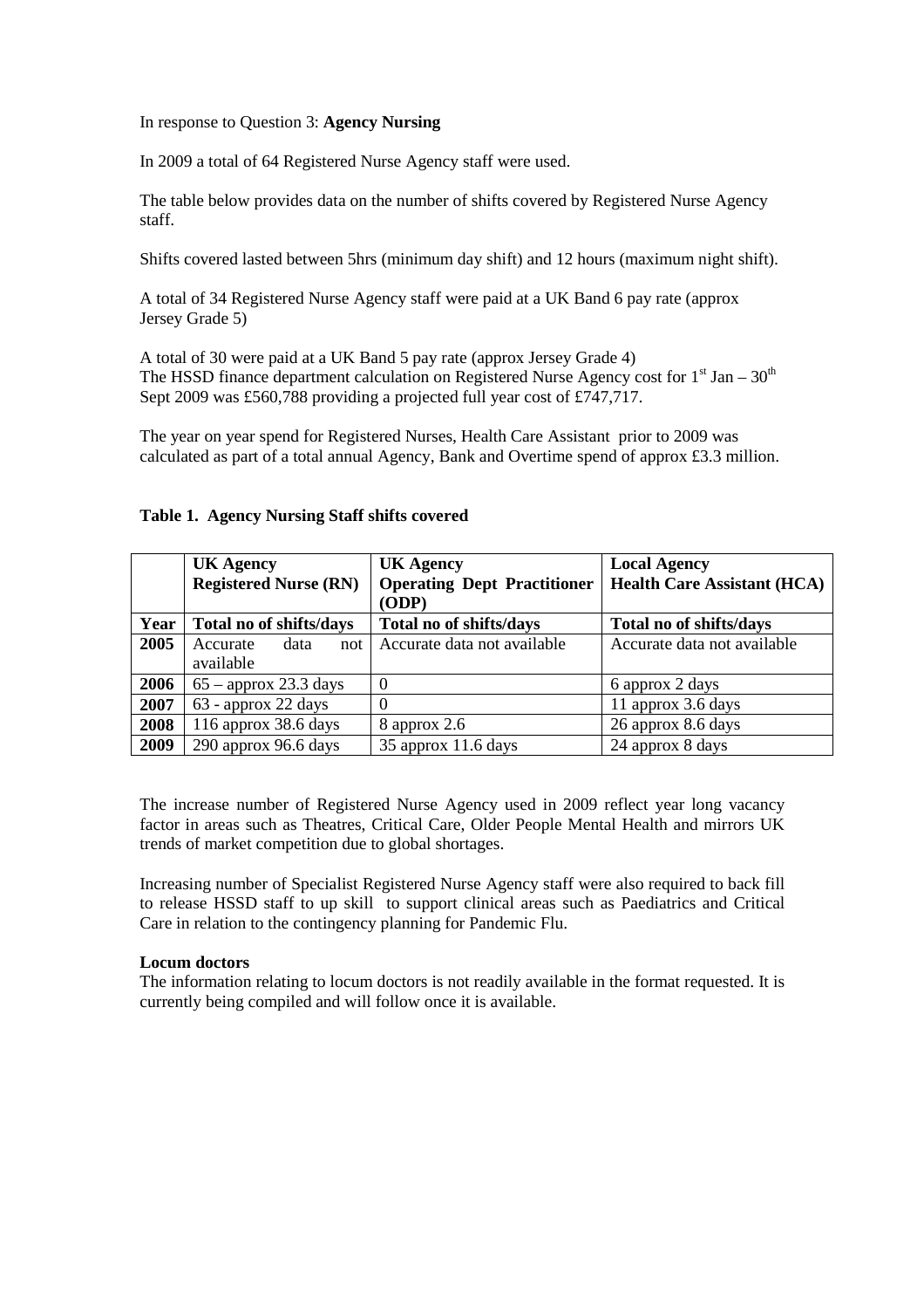In response to Question 3: **Agency Nursing**

In 2009 a total of 64 Registered Nurse Agency staff were used.

The table below provides data on the number of shifts covered by Registered Nurse Agency staff.

Shifts covered lasted between 5hrs (minimum day shift) and 12 hours (maximum night shift).

A total of 34 Registered Nurse Agency staff were paid at a UK Band 6 pay rate (approx Jersey Grade 5)

A total of 30 were paid at a UK Band 5 pay rate (approx Jersey Grade 4)
The HSSD finance department calculation on Registered Nurse Agency cost for 1st Jan – 30th Sept 2009 was £560,788 providing a projected full year cost of £747,717.

The year on year spend for Registered Nurses, Health Care Assistant prior to 2009 was calculated as part of a total annual Agency, Bank and Overtime spend of approx £3.3 million.

**Table 1. Agency Nursing Staff shifts covered**

| | **UK Agency Registered Nurse (RN)** | **UK Agency Operating Dept Practitioner (ODP)** | **Local Agency Health Care Assistant (HCA)** |
|---|---|---|---|
| **Year** | **Total no of shifts/days** | **Total no of shifts/days** | **Total no of shifts/days** |
| **2005** | Accurate data not available | Accurate data not available | Accurate data not available |
| **2006** | 65 – approx 23.3 days | 0 | 6 approx 2 days |
| **2007** | 63 - approx 22 days | 0 | 11 approx 3.6 days |
| **2008** | 116 approx 38.6 days | 8 approx 2.6 | 26 approx 8.6 days |
| **2009** | 290 approx 96.6 days | 35 approx 11.6 days | 24 approx 8 days |

The increase number of Registered Nurse Agency used in 2009 reflect year long vacancy factor in areas such as Theatres, Critical Care, Older People Mental Health and mirrors UK trends of market competition due to global shortages.

Increasing number of Specialist Registered Nurse Agency staff were also required to back fill to release HSSD staff to up skill to support clinical areas such as Paediatrics and Critical Care in relation to the contingency planning for Pandemic Flu.

**Locum doctors**
The information relating to locum doctors is not readily available in the format requested. It is currently being compiled and will follow once it is available.